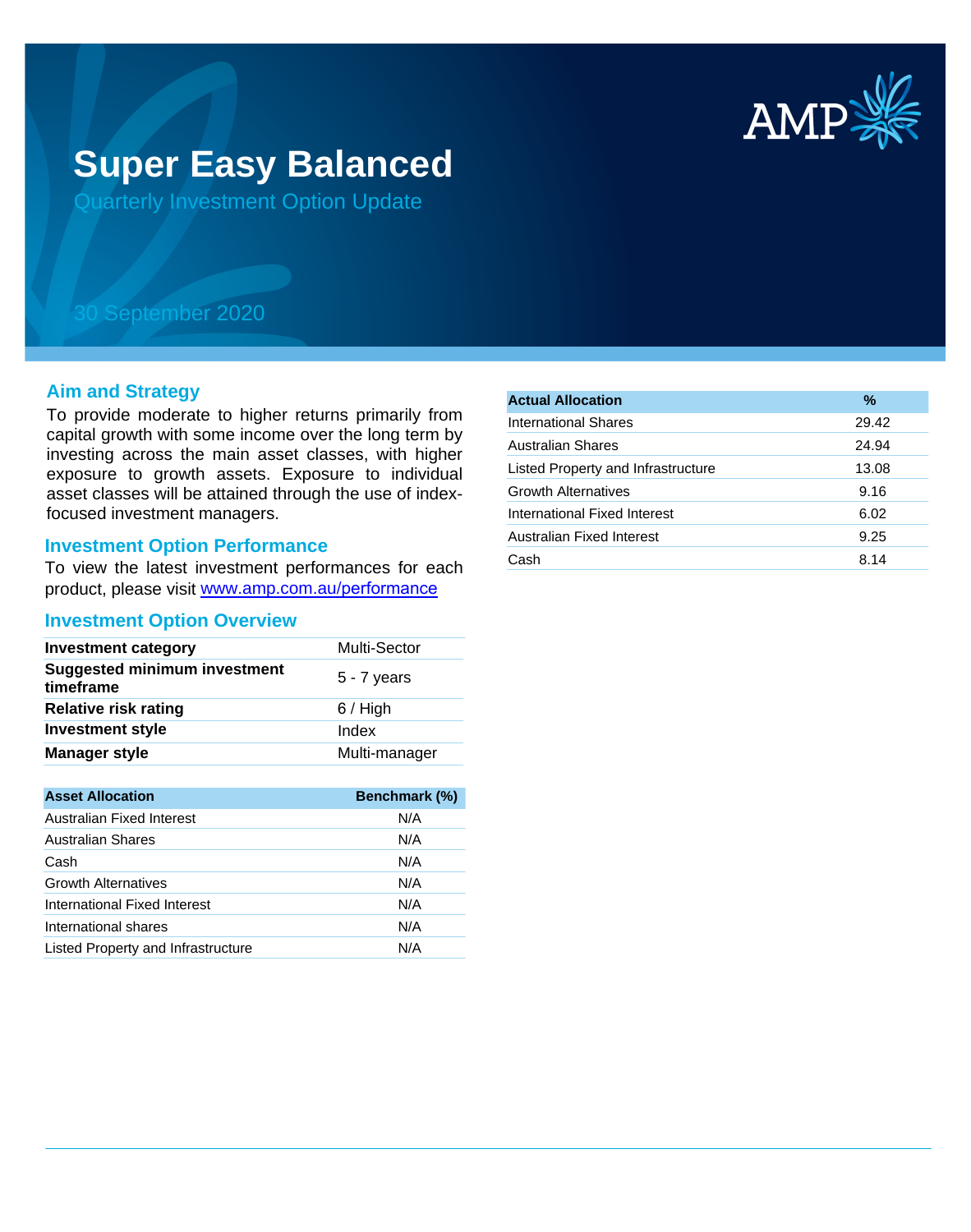# Super Easy Balanced

## Quarterly Investment Option Update

30 September 2020

### Aim and Strategy

To provide moderate to higher returns primarily from capital growth with some income over the long term by investing across the main asset classes, with higher exposure to growth assets. Exposure to individual asset classes will be attained through the use of index-focused investment managers.

### Investment Option Performance

To view the latest investment performances for each product, please visit www.amp.com.au/performance

### Investment Option Overview

| | |
|---|---|
| **Investment category** | Multi-Sector |
| **Suggested minimum investment timeframe** | 5 - 7 years |
| **Relative risk rating** | 6 / High |
| **Investment style** | Index |
| **Manager style** | Multi-manager |

| Asset Allocation | Benchmark (%) |
|---|---|
| Australian Fixed Interest | N/A |
| Australian Shares | N/A |
| Cash | N/A |
| Growth Alternatives | N/A |
| International Fixed Interest | N/A |
| International shares | N/A |
| Listed Property and Infrastructure | N/A |

| Actual Allocation | % |
|---|---|
| International Shares | 29.42 |
| Australian Shares | 24.94 |
| Listed Property and Infrastructure | 13.08 |
| Growth Alternatives | 9.16 |
| International Fixed Interest | 6.02 |
| Australian Fixed Interest | 9.25 |
| Cash | 8.14 |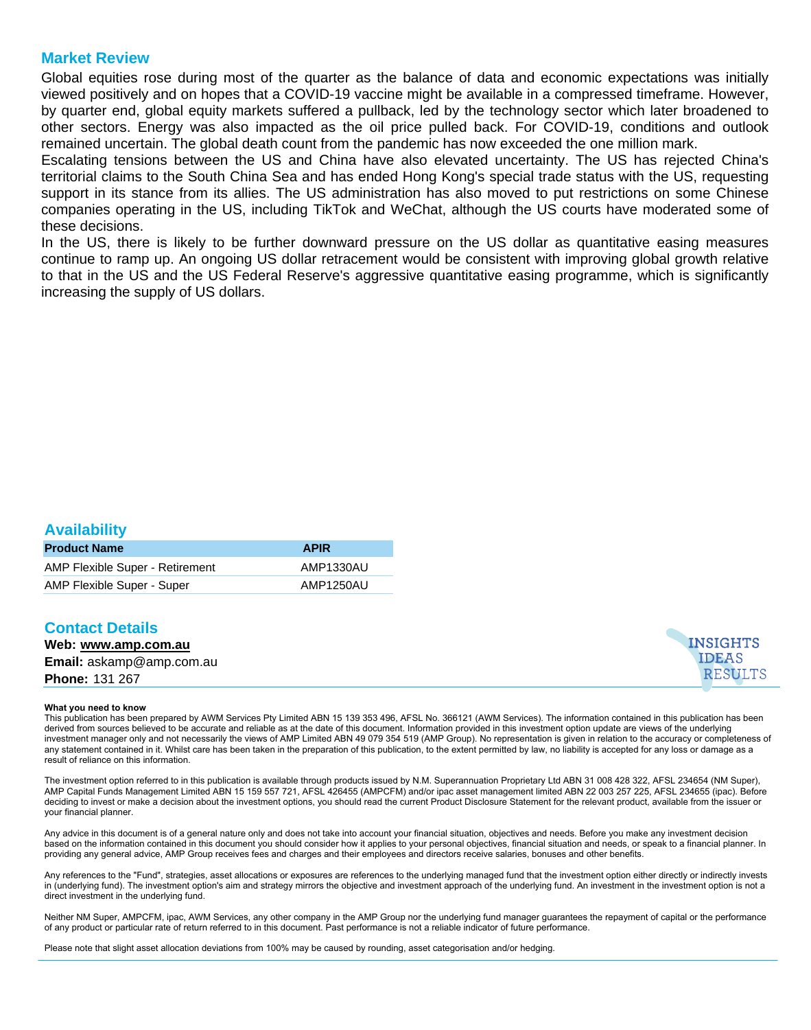## Market Review

Global equities rose during most of the quarter as the balance of data and economic expectations was initially viewed positively and on hopes that a COVID-19 vaccine might be available in a compressed timeframe. However, by quarter end, global equity markets suffered a pullback, led by the technology sector which later broadened to other sectors. Energy was also impacted as the oil price pulled back. For COVID-19, conditions and outlook remained uncertain. The global death count from the pandemic has now exceeded the one million mark.

Escalating tensions between the US and China have also elevated uncertainty. The US has rejected China's territorial claims to the South China Sea and has ended Hong Kong's special trade status with the US, requesting support in its stance from its allies. The US administration has also moved to put restrictions on some Chinese companies operating in the US, including TikTok and WeChat, although the US courts have moderated some of these decisions.

In the US, there is likely to be further downward pressure on the US dollar as quantitative easing measures continue to ramp up. An ongoing US dollar retracement would be consistent with improving global growth relative to that in the US and the US Federal Reserve's aggressive quantitative easing programme, which is significantly increasing the supply of US dollars.

## Availability

| Product Name | APIR |
|---|---|
| AMP Flexible Super - Retirement | AMP1330AU |
| AMP Flexible Super - Super | AMP1250AU |

## Contact Details

**Web:** **www.amp.com.au**
**Email:** askamp@amp.com.au
**Phone:** 131 267

INSIGHTS
IDEAS
RESULTS

**What you need to know**

This publication has been prepared by AWM Services Pty Limited ABN 15 139 353 496, AFSL No. 366121 (AWM Services). The information contained in this publication has been derived from sources believed to be accurate and reliable as at the date of this document. Information provided in this investment option update are views of the underlying investment manager only and not necessarily the views of AMP Limited ABN 49 079 354 519 (AMP Group). No representation is given in relation to the accuracy or completeness of any statement contained in it. Whilst care has been taken in the preparation of this publication, to the extent permitted by law, no liability is accepted for any loss or damage as a result of reliance on this information.

The investment option referred to in this publication is available through products issued by N.M. Superannuation Proprietary Ltd ABN 31 008 428 322, AFSL 234654 (NM Super), AMP Capital Funds Management Limited ABN 15 159 557 721, AFSL 426455 (AMPCFM) and/or ipac asset management limited ABN 22 003 257 225, AFSL 234655 (ipac). Before deciding to invest or make a decision about the investment options, you should read the current Product Disclosure Statement for the relevant product, available from the issuer or your financial planner.

Any advice in this document is of a general nature only and does not take into account your financial situation, objectives and needs. Before you make any investment decision based on the information contained in this document you should consider how it applies to your personal objectives, financial situation and needs, or speak to a financial planner. In providing any general advice, AMP Group receives fees and charges and their employees and directors receive salaries, bonuses and other benefits.

Any references to the "Fund", strategies, asset allocations or exposures are references to the underlying managed fund that the investment option either directly or indirectly invests in (underlying fund). The investment option's aim and strategy mirrors the objective and investment approach of the underlying fund. An investment in the investment option is not a direct investment in the underlying fund.

Neither NM Super, AMPCFM, ipac, AWM Services, any other company in the AMP Group nor the underlying fund manager guarantees the repayment of capital or the performance of any product or particular rate of return referred to in this document. Past performance is not a reliable indicator of future performance.

Please note that slight asset allocation deviations from 100% may be caused by rounding, asset categorisation and/or hedging.